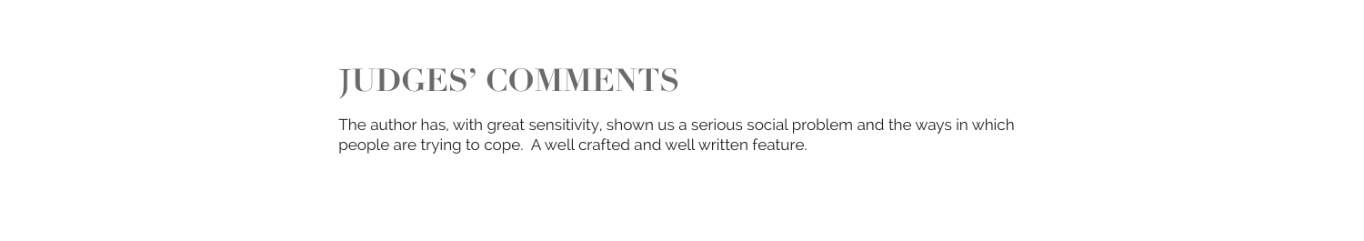# JUDGES' COMMENTS

The author has, with great sensitivity, shown us a serious social problem and the ways in which people are trying to cope. A well crafted and well written feature.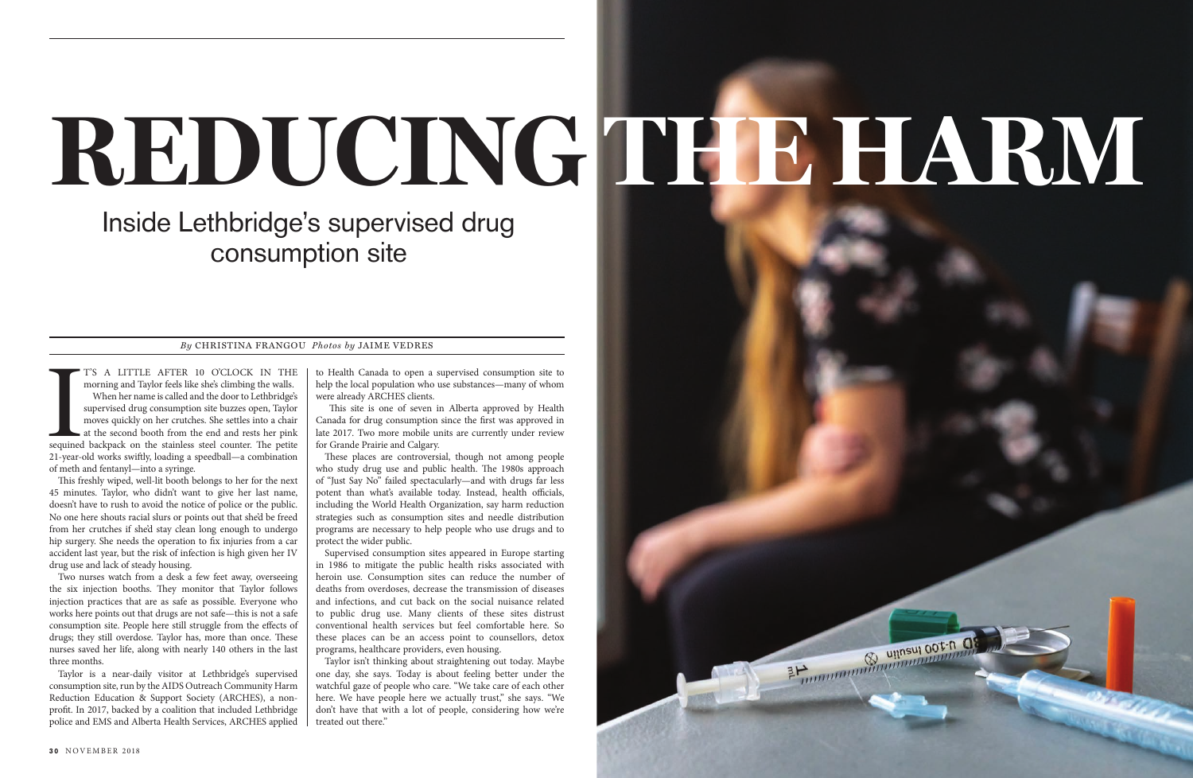# REDUCING THE HARM

## Inside Lethbridge's supervised drug consumption site

*By* CHRISTINA FRANGOU *Photos by* JAIME VEDRES

IT'S A LITTLE AFTER 10 O'CLOCK IN THE morning and Taylor feels like she's climbing the walls.

When her name is called and the door to Lethbridge's supervised drug consumption site buzzes open, Taylor moves quickly on her crutches. She settles into a chair at the second booth from the end and rests her pink sequined backpack on the stainless steel counter. The petite 21-year-old works swiftly, loading a speedball—a combination of meth and fentanyl—into a syringe.

This freshly wiped, well-lit booth belongs to her for the next 45 minutes. Taylor, who didn't want to give her last name, doesn't have to rush to avoid the notice of police or the public. No one here shouts racial slurs or points out that she'd be freed from her crutches if she'd stay clean long enough to undergo hip surgery. She needs the operation to fix injuries from a car accident last year, but the risk of infection is high given her IV drug use and lack of steady housing.

Two nurses watch from a desk a few feet away, overseeing the six injection booths. They monitor that Taylor follows injection practices that are as safe as possible. Everyone who works here points out that drugs are not safe—this is not a safe consumption site. People here still struggle from the effects of drugs; they still overdose. Taylor has, more than once. These nurses saved her life, along with nearly 140 others in the last three months.

Taylor is a near-daily visitor at Lethbridge's supervised consumption site, run by the AIDS Outreach Community Harm Reduction Education & Support Society (ARCHES), a non-profit. In 2017, backed by a coalition that included Lethbridge police and EMS and Alberta Health Services, ARCHES applied to Health Canada to open a supervised consumption site to help the local population who use substances—many of whom were already ARCHES clients.

This site is one of seven in Alberta approved by Health Canada for drug consumption since the first was approved in late 2017. Two more mobile units are currently under review for Grande Prairie and Calgary.

These places are controversial, though not among people who study drug use and public health. The 1980s approach of "Just Say No" failed spectacularly—and with drugs far less potent than what's available today. Instead, health officials, including the World Health Organization, say harm reduction strategies such as consumption sites and needle distribution programs are necessary to help people who use drugs and to protect the wider public.

Supervised consumption sites appeared in Europe starting in 1986 to mitigate the public health risks associated with heroin use. Consumption sites can reduce the number of deaths from overdoses, decrease the transmission of diseases and infections, and cut back on the social nuisance related to public drug use. Many clients of these sites distrust conventional health services but feel comfortable here. So these places can be an access point to counsellors, detox programs, healthcare providers, even housing.

Taylor isn't thinking about straightening out today. Maybe one day, she says. Today is about feeling better under the watchful gaze of people who care. "We take care of each other here. We have people here we actually trust," she says. "We don't have that with a lot of people, considering how we're treated out there."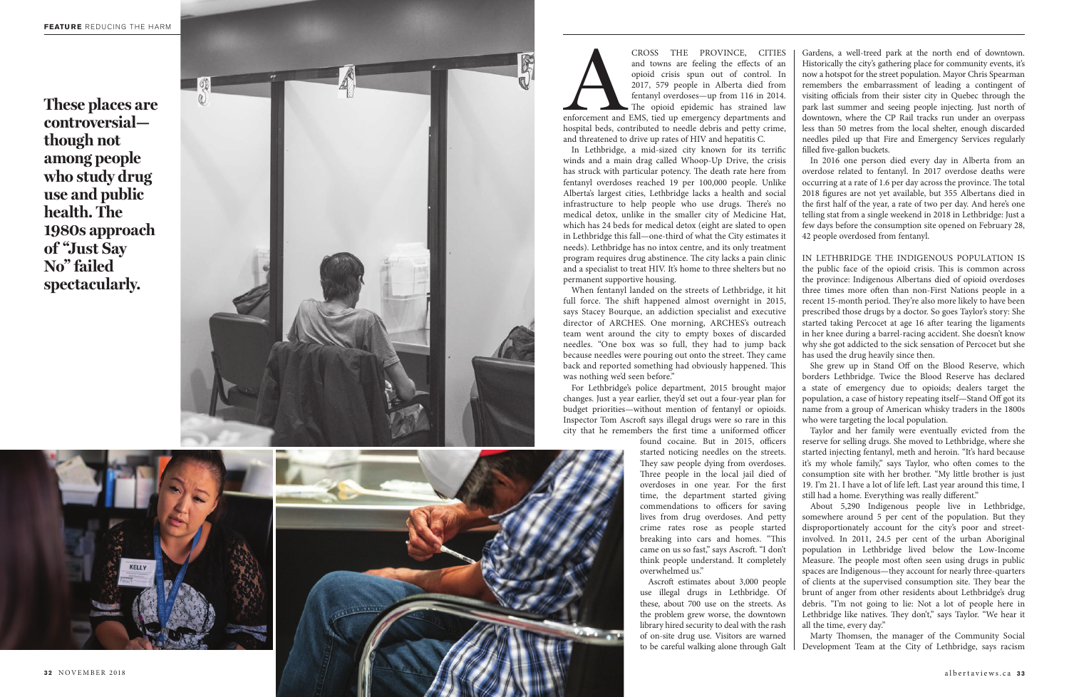**These places are controversial—though not among people who study drug use and public health. The 1980s approach of "Just Say No" failed spectacularly.**

Across the province, cities and towns are feeling the effects of an opioid crisis spun out of control. In 2017, 579 people in Alberta died from fentanyl overdoses—up from 116 in 2014. The opioid epidemic has strained law enforcement and EMS, tied up emergency departments and hospital beds, contributed to needle debris and petty crime, and threatened to drive up rates of HIV and hepatitis C.

In Lethbridge, a mid-sized city known for its terrific winds and a main drag called Whoop-Up Drive, the crisis has struck with particular potency. The death rate here from fentanyl overdoses reached 19 per 100,000 people. Unlike Alberta's largest cities, Lethbridge lacks a health and social infrastructure to help people who use drugs. There's no medical detox, unlike in the smaller city of Medicine Hat, which has 24 beds for medical detox (eight are slated to open in Lethbridge this fall—one-third of what the City estimates it needs). Lethbridge has no intox centre, and its only treatment program requires drug abstinence. The city lacks a pain clinic and a specialist to treat HIV. It's home to three shelters but no permanent supportive housing.

When fentanyl landed on the streets of Lethbridge, it hit full force. The shift happened almost overnight in 2015, says Stacey Bourque, an addiction specialist and executive director of ARCHES. One morning, ARCHES's outreach team went around the city to empty boxes of discarded needles. "One box was so full, they had to jump back because needles were pouring out onto the street. They came back and reported something had obviously happened. This was nothing we'd seen before."

For Lethbridge's police department, 2015 brought major changes. Just a year earlier, they'd set out a four-year plan for budget priorities—without mention of fentanyl or opioids. Inspector Tom Ascroft says illegal drugs were so rare in this city that he remembers the first time a uniformed officer found cocaine. But in 2015, officers started noticing needles on the streets. They saw people dying from overdoses. Three people in the local jail died of overdoses in one year. For the first time, the department started giving commendations to officers for saving lives from drug overdoses. And petty crime rates rose as people started breaking into cars and homes. "This came on us so fast," says Ascroft. "I don't think people understand. It completely overwhelmed us."

Ascroft estimates about 3,000 people use illegal drugs in Lethbridge. Of these, about 700 use on the streets. As the problem grew worse, the downtown library hired security to deal with the rash of on-site drug use. Visitors are warned to be careful walking alone through Galt Gardens, a well-treed park at the north end of downtown. Historically the city's gathering place for community events, it's now a hotspot for the street population. Mayor Chris Spearman remembers the embarrassment of leading a contingent of visiting officials from their sister city in Quebec through the park last summer and seeing people injecting. Just north of downtown, where the CP Rail tracks run under an overpass less than 50 metres from the local shelter, enough discarded needles piled up that Fire and Emergency Services regularly filled five-gallon buckets.

In 2016 one person died every day in Alberta from an overdose related to fentanyl. In 2017 overdose deaths were occurring at a rate of 1.6 per day across the province. The total 2018 figures are not yet available, but 355 Albertans died in the first half of the year, a rate of two per day. And here's one telling stat from a single weekend in 2018 in Lethbridge: Just a few days before the consumption site opened on February 28, 42 people overdosed from fentanyl.

In Lethbridge the Indigenous population is the public face of the opioid crisis. This is common across the province: Indigenous Albertans died of opioid overdoses three times more often than non-First Nations people in a recent 15-month period. They're also more likely to have been prescribed those drugs by a doctor. So goes Taylor's story: She started taking Percocet at age 16 after tearing the ligaments in her knee during a barrel-racing accident. She doesn't know why she got addicted to the sick sensation of Percocet but she has used the drug heavily since then.

She grew up in Stand Off on the Blood Reserve, which borders Lethbridge. Twice the Blood Reserve has declared a state of emergency due to opioids; dealers target the population, a case of history repeating itself—Stand Off got its name from a group of American whisky traders in the 1800s who were targeting the local population.

Taylor and her family were eventually evicted from the reserve for selling drugs. She moved to Lethbridge, where she started injecting fentanyl, meth and heroin. "It's hard because it's my whole family," says Taylor, who often comes to the consumption site with her brother. "My little brother is just 19. I'm 21. I have a lot of life left. Last year around this time, I still had a home. Everything was really different."

About 5,290 Indigenous people live in Lethbridge, somewhere around 5 per cent of the population. But they disproportionately account for the city's poor and street-involved. In 2011, 24.5 per cent of the urban Aboriginal population in Lethbridge lived below the Low-Income Measure. The people most often seen using drugs in public spaces are Indigenous—they account for nearly three-quarters of clients at the supervised consumption site. They bear the brunt of anger from other residents about Lethbridge's drug debris. "I'm not going to lie: Not a lot of people here in Lethbridge like natives. They don't," says Taylor. "We hear it all the time, every day."

Marty Thomsen, the manager of the Community Social Development Team at the City of Lethbridge, says racism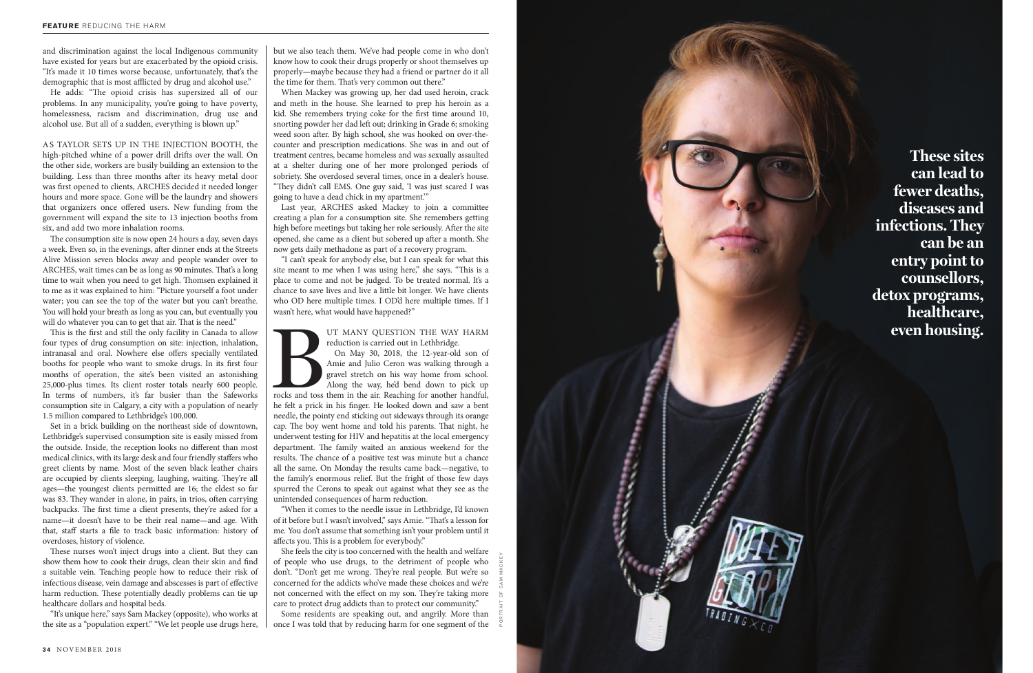and discrimination against the local Indigenous community have existed for years but are exacerbated by the opioid crisis. "It's made it 10 times worse because, unfortunately, that's the demographic that is most afflicted by drug and alcohol use."

He adds: "The opioid crisis has supersized all of our problems. In any municipality, you're going to have poverty, homelessness, racism and discrimination, drug use and alcohol use. But all of a sudden, everything is blown up."

AS TAYLOR SETS UP IN THE INJECTION BOOTH, the high-pitched whine of a power drill drifts over the wall. On the other side, workers are busily building an extension to the building. Less than three months after its heavy metal door was first opened to clients, ARCHES decided it needed longer hours and more space. Gone will be the laundry and showers that organizers once offered users. New funding from the government will expand the site to 13 injection booths from six, and add two more inhalation rooms.

The consumption site is now open 24 hours a day, seven days a week. Even so, in the evenings, after dinner ends at the Streets Alive Mission seven blocks away and people wander over to ARCHES, wait times can be as long as 90 minutes. That's a long time to wait when you need to get high. Thomsen explained it to me as it was explained to him: "Picture yourself a foot under water; you can see the top of the water but you can't breathe. You will hold your breath as long as you can, but eventually you will do whatever you can to get that air. That is the need."

This is the first and still the only facility in Canada to allow four types of drug consumption on site: injection, inhalation, intranasal and oral. Nowhere else offers specially ventilated booths for people who want to smoke drugs. In its first four months of operation, the site's been visited an astonishing 25,000-plus times. Its client roster totals nearly 600 people. In terms of numbers, it's far busier than the Safeworks consumption site in Calgary, a city with a population of nearly 1.5 million compared to Lethbridge's 100,000.

Set in a brick building on the northeast side of downtown, Lethbridge's supervised consumption site is easily missed from the outside. Inside, the reception looks no different than most medical clinics, with its large desk and four friendly staffers who greet clients by name. Most of the seven black leather chairs are occupied by clients sleeping, laughing, waiting. They're all ages—the youngest clients permitted are 16; the eldest so far was 83. They wander in alone, in pairs, in trios, often carrying backpacks. The first time a client presents, they're asked for a name—it doesn't have to be their real name—and age. With that, staff starts a file to track basic information: history of overdoses, history of violence.

These nurses won't inject drugs into a client. But they can show them how to cook their drugs, clean their skin and find a suitable vein. Teaching people how to reduce their risk of infectious disease, vein damage and abscesses is part of effective harm reduction. These potentially deadly problems can tie up healthcare dollars and hospital beds.

"It's unique here," says Sam Mackey (opposite), who works at the site as a "population expert." "We let people use drugs here, but we also teach them. We've had people come in who don't know how to cook their drugs properly or shoot themselves up properly—maybe because they had a friend or partner do it all the time for them. That's very common out there."

When Mackey was growing up, her dad used heroin, crack and meth in the house. She learned to prep his heroin as a kid. She remembers trying coke for the first time around 10, snorting powder her dad left out; drinking in Grade 6; smoking weed soon after. By high school, she was hooked on over-the-counter and prescription medications. She was in and out of treatment centres, became homeless and was sexually assaulted at a shelter during one of her more prolonged periods of sobriety. She overdosed several times, once in a dealer's house. "They didn't call EMS. One guy said, 'I was just scared I was going to have a dead chick in my apartment.'"

Last year, ARCHES asked Mackey to join a committee creating a plan for a consumption site. She remembers getting high before meetings but taking her role seriously. After the site opened, she came as a client but sobered up after a month. She now gets daily methadone as part of a recovery program.

"I can't speak for anybody else, but I can speak for what this site meant to me when I was using here," she says. "This is a place to come and not be judged. To be treated normal. It's a chance to save lives and live a little bit longer. We have clients who OD here multiple times. I OD'd here multiple times. If I wasn't here, what would have happened?"

BUT MANY QUESTION THE WAY HARM reduction is carried out in Lethbridge.

On May 30, 2018, the 12-year-old son of Amie and Julio Ceron was walking through a gravel stretch on his way home from school. Along the way, he'd bend down to pick up rocks and toss them in the air. Reaching for another handful, he felt a prick in his finger. He looked down and saw a bent needle, the pointy end sticking out sideways through its orange cap. The boy went home and told his parents. That night, he underwent testing for HIV and hepatitis at the local emergency department. The family waited an anxious weekend for the results. The chance of a positive test was minute but a chance all the same. On Monday the results came back—negative, to the family's enormous relief. But the fright of those few days spurred the Cerons to speak out against what they see as the unintended consequences of harm reduction.

"When it comes to the needle issue in Lethbridge, I'd known of it before but I wasn't involved," says Amie. "That's a lesson for me. You don't assume that something isn't your problem until it affects you. This is a problem for everybody."

She feels the city is too concerned with the health and welfare of people who use drugs, to the detriment of people who don't. "Don't get me wrong. They're real people. But we're so concerned for the addicts who've made these choices and we're not concerned with the effect on my son. They're taking more care to protect drug addicts than to protect our community."

Some residents are speaking out, and angrily. More than once I was told that by reducing harm for one segment of the

PORTRAIT OF SAM MACKEY

**These sites can lead to fewer deaths, diseases and infections. They can be an entry point to counsellors, detox programs, healthcare, even housing.**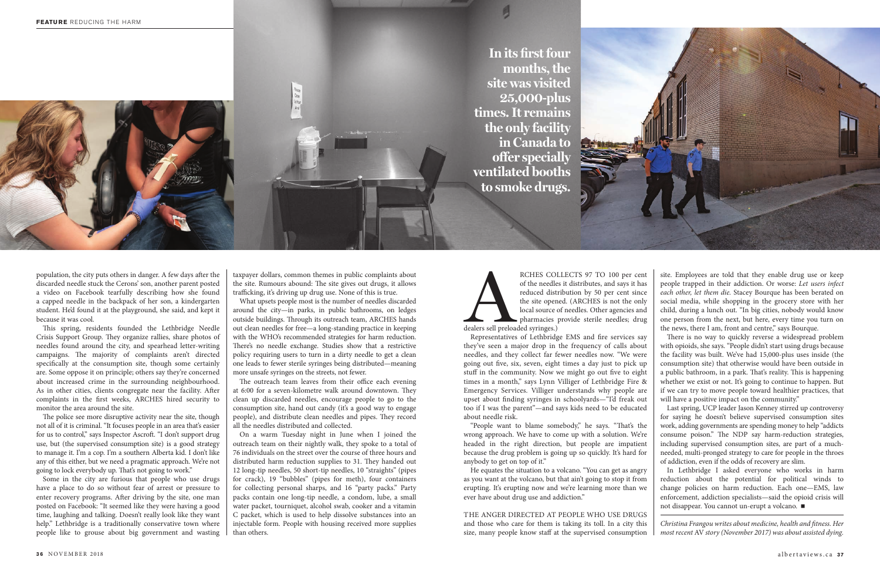population, the city puts others in danger. A few days after the discarded needle stuck the Cerons' son, another parent posted a video on Facebook tearfully describing how she found a capped needle in the backpack of her son, a kindergarten student. He'd found it at the playground, she said, and kept it because it was cool.

This spring, residents founded the Lethbridge Needle Crisis Support Group. They organize rallies, share photos of needles found around the city, and spearhead letter-writing campaigns. The majority of complaints aren't directed specifically at the consumption site, though some certainly are. Some oppose it on principle; others say they're concerned about increased crime in the surrounding neighbourhood. As in other cities, clients congregate near the facility. After complaints in the first weeks, ARCHES hired security to monitor the area around the site.

The police see more disruptive activity near the site, though not all of it is criminal. "It focuses people in an area that's easier for us to control," says Inspector Ascroft. "I don't support drug use, but (the supervised consumption site) is a good strategy to manage it. I'm a cop. I'm a southern Alberta kid. I don't like any of this either, but we need a pragmatic approach. We're not going to lock everybody up. That's not going to work."

Some in the city are furious that people who use drugs have a place to do so without fear of arrest or pressure to enter recovery programs. After driving by the site, one man posted on Facebook: "It seemed like they were having a good time, laughing and talking. Doesn't really look like they want help." Lethbridge is a traditionally conservative town where people like to grouse about big government and wasting taxpayer dollars, common themes in public complaints about the site. Rumours abound: The site gives out drugs, it allows trafficking, it's driving up drug use. None of this is true.

What upsets people most is the number of needles discarded around the city—in parks, in public bathrooms, on ledges outside buildings. Through its outreach team, ARCHES hands out clean needles for free—a long-standing practice in keeping with the WHO's recommended strategies for harm reduction. There's no needle exchange. Studies show that a restrictive policy requiring users to turn in a dirty needle to get a clean one leads to fewer sterile syringes being distributed—meaning more unsafe syringes on the streets, not fewer.

The outreach team leaves from their office each evening at 6:00 for a seven-kilometre walk around downtown. They clean up discarded needles, encourage people to go to the consumption site, hand out candy (it's a good way to engage people), and distribute clean needles and pipes. They record all the needles distributed and collected.

On a warm Tuesday night in June when I joined the outreach team on their nightly walk, they spoke to a total of 76 individuals on the street over the course of three hours and distributed harm reduction supplies to 31. They handed out 12 long-tip needles, 50 short-tip needles, 10 "straights" (pipes for crack), 19 "bubbles" (pipes for meth), four containers for collecting personal sharps, and 16 "party packs." Party packs contain one long-tip needle, a condom, lube, a small water packet, tourniquet, alcohol swab, cooker and a vitamin C packet, which is used to help dissolve substances into an injectable form. People with housing received more supplies than others.

**In its first four months, the site was visited 25,000-plus times. It remains the only facility in Canada to offer specially ventilated booths to smoke drugs.**

ARCHES COLLECTS 97 TO 100 per cent of the needles it distributes, and says it has reduced distribution by 50 per cent since the site opened. (ARCHES is not the only local source of needles. Other agencies and pharmacies provide sterile needles; drug dealers sell preloaded syringes.)

Representatives of Lethbridge EMS and fire services say they've seen a major drop in the frequency of calls about needles, and they collect far fewer needles now. "We were going out five, six, seven, eight times a day just to pick up stuff in the community. Now we might go out five to eight times in a month," says Lynn Villiger of Lethbridge Fire & Emergency Services. Villiger understands why people are upset about finding syringes in schoolyards—"I'd freak out too if I was the parent"—and says kids need to be educated about needle risk.

"People want to blame somebody," he says. "That's the wrong approach. We have to come up with a solution. We're headed in the right direction, but people are impatient because the drug problem is going up so quickly. It's hard for anybody to get on top of it."

He equates the situation to a volcano. "You can get as angry as you want at the volcano, but that ain't going to stop it from erupting. It's erupting now and we're learning more than we ever have about drug use and addiction."

THE ANGER DIRECTED AT PEOPLE WHO USE DRUGS and those who care for them is taking its toll. In a city this size, many people know staff at the supervised consumption site. Employees are told that they enable drug use or keep people trapped in their addiction. Or worse: *Let users infect each other, let them die.* Stacey Bourque has been berated on social media, while shopping in the grocery store with her child, during a lunch out. "In big cities, nobody would know one person from the next, but here, every time you turn on the news, there I am, front and centre," says Bourque.

There is no way to quickly reverse a widespread problem with opioids, she says. "People didn't start using drugs because the facility was built. We've had 15,000-plus uses inside (the consumption site) that otherwise would have been outside in a public bathroom, in a park. That's reality. This is happening whether we exist or not. It's going to continue to happen. But if we can try to move people toward healthier practices, that will have a positive impact on the community."

Last spring, UCP leader Jason Kenney stirred up controversy for saying he doesn't believe supervised consumption sites work, adding governments are spending money to help "addicts consume poison." The NDP say harm-reduction strategies, including supervised consumption sites, are part of a much-needed, multi-pronged strategy to care for people in the throes of addiction, even if the odds of recovery are slim.

In Lethbridge I asked everyone who works in harm reduction about the potential for political winds to change policies on harm reduction. Each one—EMS, law enforcement, addiction specialists—said the opioid crisis will not disappear. You cannot un-erupt a volcano. ■

*Christina Frangou writes about medicine, health and fitness. Her most recent* AV *story (November 2017) was about assisted dying.*